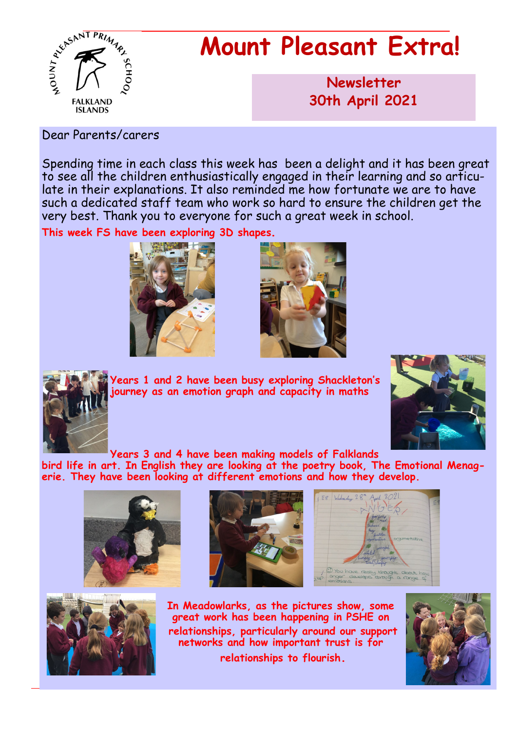# Mount Pleasant Extra!

**Newsletter**
**30th April 2021**

Dear Parents/carers

Spending time in each class this week has been a delight and it has been great to see all the children enthusiastically engaged in their learning and so articulate in their explanations. It also reminded me how fortunate we are to have such a dedicated staff team who work so hard to ensure the children get the very best. Thank you to everyone for such a great week in school.

**This week FS have been exploring 3D shapes.**

**Years 1 and 2 have been busy exploring Shackleton's journey as an emotion graph and capacity in maths**

**Years 3 and 4 have been making models of Falklands bird life in art. In English they are looking at the poetry book, The Emotional Menagerie. They have been looking at different emotions and how they develop.**

**In Meadowlarks, as the pictures show, some great work has been happening in PSHE on relationships, particularly around our support networks and how important trust is for relationships to flourish.**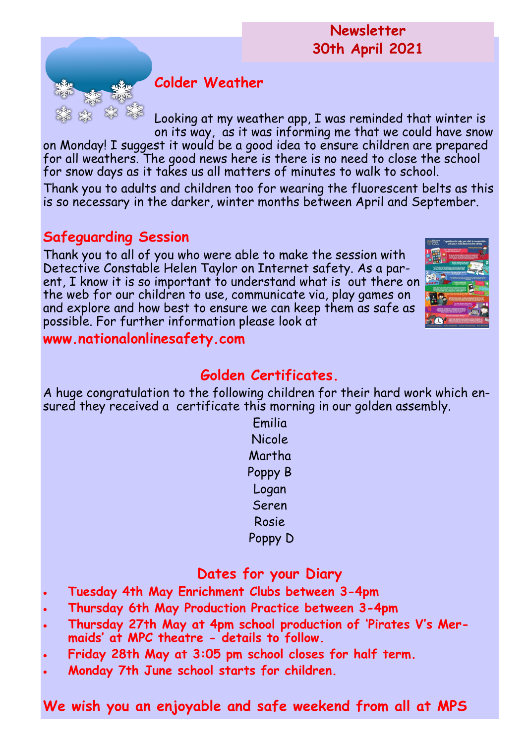# Newsletter
# 30th April 2021

## Colder Weather

Looking at my weather app, I was reminded that winter is on its way, as it was informing me that we could have snow on Monday! I suggest it would be a good idea to ensure children are prepared for all weathers. The good news here is there is no need to close the school for snow days as it takes us all matters of minutes to walk to school.

Thank you to adults and children too for wearing the fluorescent belts as this is so necessary in the darker, winter months between April and September.

## Safeguarding Session

Thank you to all of you who were able to make the session with Detective Constable Helen Taylor on Internet safety. As a parent, I know it is so important to understand what is out there on the web for our children to use, communicate via, play games on and explore and how best to ensure we can keep them as safe as possible. For further information please look at

**www.nationalonlinesafety.com**

## Golden Certificates.

A huge congratulation to the following children for their hard work which ensured they received a certificate this morning in our golden assembly.

Emilia
Nicole
Martha
Poppy B
Logan
Seren
Rosie
Poppy D

## Dates for your Diary

- **Tuesday 4th May Enrichment Clubs between 3-4pm**
- **Thursday 6th May Production Practice between 3-4pm**
- **Thursday 27th May at 4pm school production of 'Pirates V's Mermaids' at MPC theatre - details to follow.**
- **Friday 28th May at 3:05 pm school closes for half term.**
- **Monday 7th June school starts for children.**

**We wish you an enjoyable and safe weekend from all at MPS**